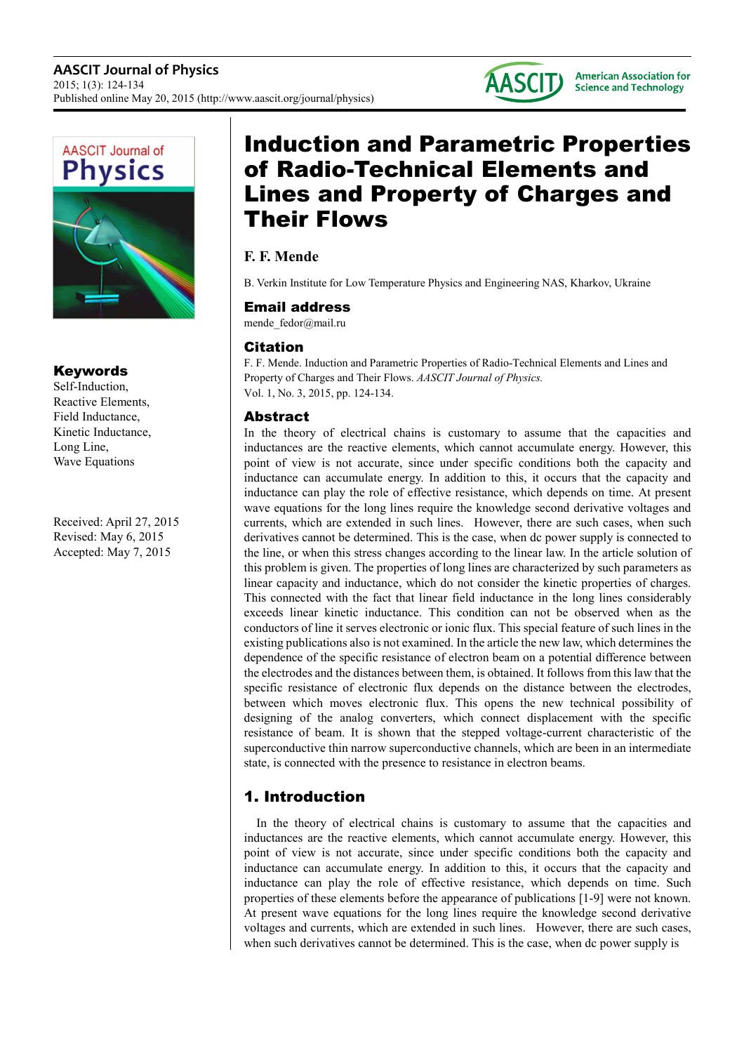# Induction and Parametric Properties of Radio-Technical Elements and Lines and Property of Charges and Their Flows

**F. F. Mende**

B. Verkin Institute for Low Temperature Physics and Engineering NAS, Kharkov, Ukraine

## Email address

mende_fedor@mail.ru

## Citation

F. F. Mende. Induction and Parametric Properties of Radio-Technical Elements and Lines and Property of Charges and Their Flows. *AASCIT Journal of Physics.* Vol. 1, No. 3, 2015, pp. 124-134.

## Keywords

Self-Induction,
Reactive Elements,
Field Inductance,
Kinetic Inductance,
Long Line,
Wave Equations

Received: April 27, 2015
Revised: May 6, 2015
Accepted: May 7, 2015

## Abstract

In the theory of electrical chains is customary to assume that the capacities and inductances are the reactive elements, which cannot accumulate energy. However, this point of view is not accurate, since under specific conditions both the capacity and inductance can accumulate energy. In addition to this, it occurs that the capacity and inductance can play the role of effective resistance, which depends on time. At present wave equations for the long lines require the knowledge second derivative voltages and currents, which are extended in such lines. However, there are such cases, when such derivatives cannot be determined. This is the case, when dc power supply is connected to the line, or when this stress changes according to the linear law. In the article solution of this problem is given. The properties of long lines are characterized by such parameters as linear capacity and inductance, which do not consider the kinetic properties of charges. This connected with the fact that linear field inductance in the long lines considerably exceeds linear kinetic inductance. This condition can not be observed when as the conductors of line it serves electronic or ionic flux. This special feature of such lines in the existing publications also is not examined. In the article the new law, which determines the dependence of the specific resistance of electron beam on a potential difference between the electrodes and the distances between them, is obtained. It follows from this law that the specific resistance of electronic flux depends on the distance between the electrodes, between which moves electronic flux. This opens the new technical possibility of designing of the analog converters, which connect displacement with the specific resistance of beam. It is shown that the stepped voltage-current characteristic of the superconductive thin narrow superconductive channels, which are been in an intermediate state, is connected with the presence to resistance in electron beams.

## 1. Introduction

In the theory of electrical chains is customary to assume that the capacities and inductances are the reactive elements, which cannot accumulate energy. However, this point of view is not accurate, since under specific conditions both the capacity and inductance can accumulate energy. In addition to this, it occurs that the capacity and inductance can play the role of effective resistance, which depends on time. Such properties of these elements before the appearance of publications [1-9] were not known. At present wave equations for the long lines require the knowledge second derivative voltages and currents, which are extended in such lines. However, there are such cases, when such derivatives cannot be determined. This is the case, when dc power supply is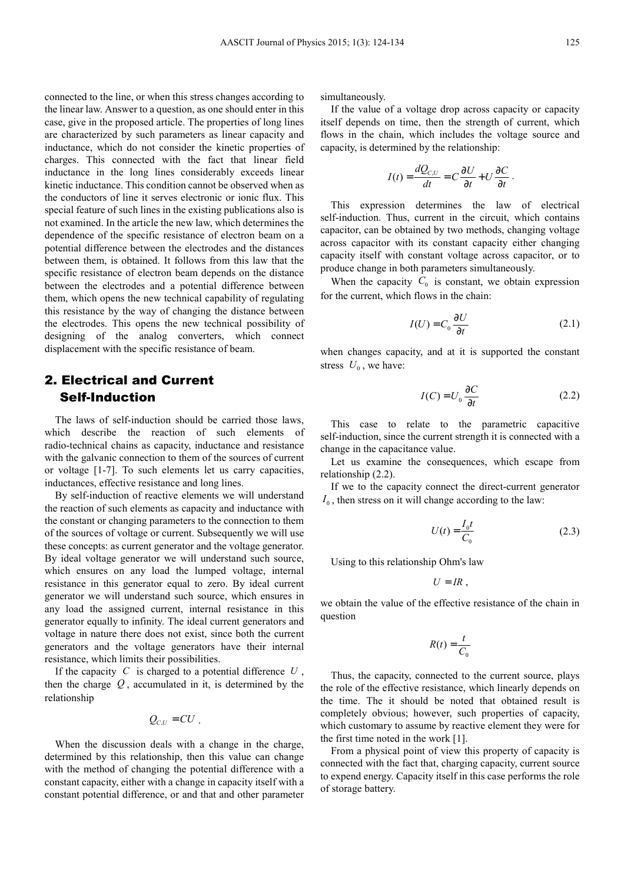connected to the line, or when this stress changes according to the linear law. Answer to a question, as one should enter in this case, give in the proposed article. The properties of long lines are characterized by such parameters as linear capacity and inductance, which do not consider the kinetic properties of charges. This connected with the fact that linear field inductance in the long lines considerably exceeds linear kinetic inductance. This condition cannot be observed when as the conductors of line it serves electronic or ionic flux. This special feature of such lines in the existing publications also is not examined. In the article the new law, which determines the dependence of the specific resistance of electron beam on a potential difference between the electrodes and the distances between them, is obtained. It follows from this law that the specific resistance of electron beam depends on the distance between the electrodes and a potential difference between them, which opens the new technical capability of regulating this resistance by the way of changing the distance between the electrodes. This opens the new technical possibility of designing of the analog converters, which connect displacement with the specific resistance of beam.

## 2. Electrical and Current Self-Induction

The laws of self-induction should be carried those laws, which describe the reaction of such elements of radio-technical chains as capacity, inductance and resistance with the galvanic connection to them of the sources of current or voltage [1-7]. To such elements let us carry capacities, inductances, effective resistance and long lines.

By self-induction of reactive elements we will understand the reaction of such elements as capacity and inductance with the constant or changing parameters to the connection to them of the sources of voltage or current. Subsequently we will use these concepts: as current generator and the voltage generator. By ideal voltage generator we will understand such source, which ensures on any load the lumped voltage, internal resistance in this generator equal to zero. By ideal current generator we will understand such source, which ensures in any load the assigned current, internal resistance in this generator equally to infinity. The ideal current generators and voltage in nature there does not exist, since both the current generators and the voltage generators have their internal resistance, which limits their possibilities.

If the capacity $C$ is charged to a potential difference $U$, then the charge $Q$, accumulated in it, is determined by the relationship

$$Q_{C,U} = CU .$$

When the discussion deals with a change in the charge, determined by this relationship, then this value can change with the method of changing the potential difference with a constant capacity, either with a change in capacity itself with a constant potential difference, or and that and other parameter simultaneously.

If the value of a voltage drop across capacity or capacity itself depends on time, then the strength of current, which flows in the chain, which includes the voltage source and capacity, is determined by the relationship:

$$I(t) = \frac{dQ_{C,U}}{dt} = C\frac{\partial U}{\partial t} + U\frac{\partial C}{\partial t} .$$

This expression determines the law of electrical self-induction. Thus, current in the circuit, which contains capacitor, can be obtained by two methods, changing voltage across capacitor with its constant capacity either changing capacity itself with constant voltage across capacitor, or to produce change in both parameters simultaneously.

When the capacity $C_0$ is constant, we obtain expression for the current, which flows in the chain:

$$I(U) = C_0\frac{\partial U}{\partial t} \tag{2.1}$$

when changes capacity, and at it is supported the constant stress $U_0$, we have:

$$I(C) = U_0\frac{\partial C}{\partial t} \tag{2.2}$$

This case to relate to the parametric capacitive self-induction, since the current strength it is connected with a change in the capacitance value.

Let us examine the consequences, which escape from relationship (2.2).

If we to the capacity connect the direct-current generator $I_0$, then stress on it will change according to the law:

$$U(t) = \frac{I_0 t}{C_0} \tag{2.3}$$

Using to this relationship Ohm's law

$$U = IR ,$$

we obtain the value of the effective resistance of the chain in question

$$R(t) = \frac{t}{C_0}$$

Thus, the capacity, connected to the current source, plays the role of the effective resistance, which linearly depends on the time. The it should be noted that obtained result is completely obvious; however, such properties of capacity, which customary to assume by reactive element they were for the first time noted in the work [1].

From a physical point of view this property of capacity is connected with the fact that, charging capacity, current source to expend energy. Capacity itself in this case performs the role of storage battery.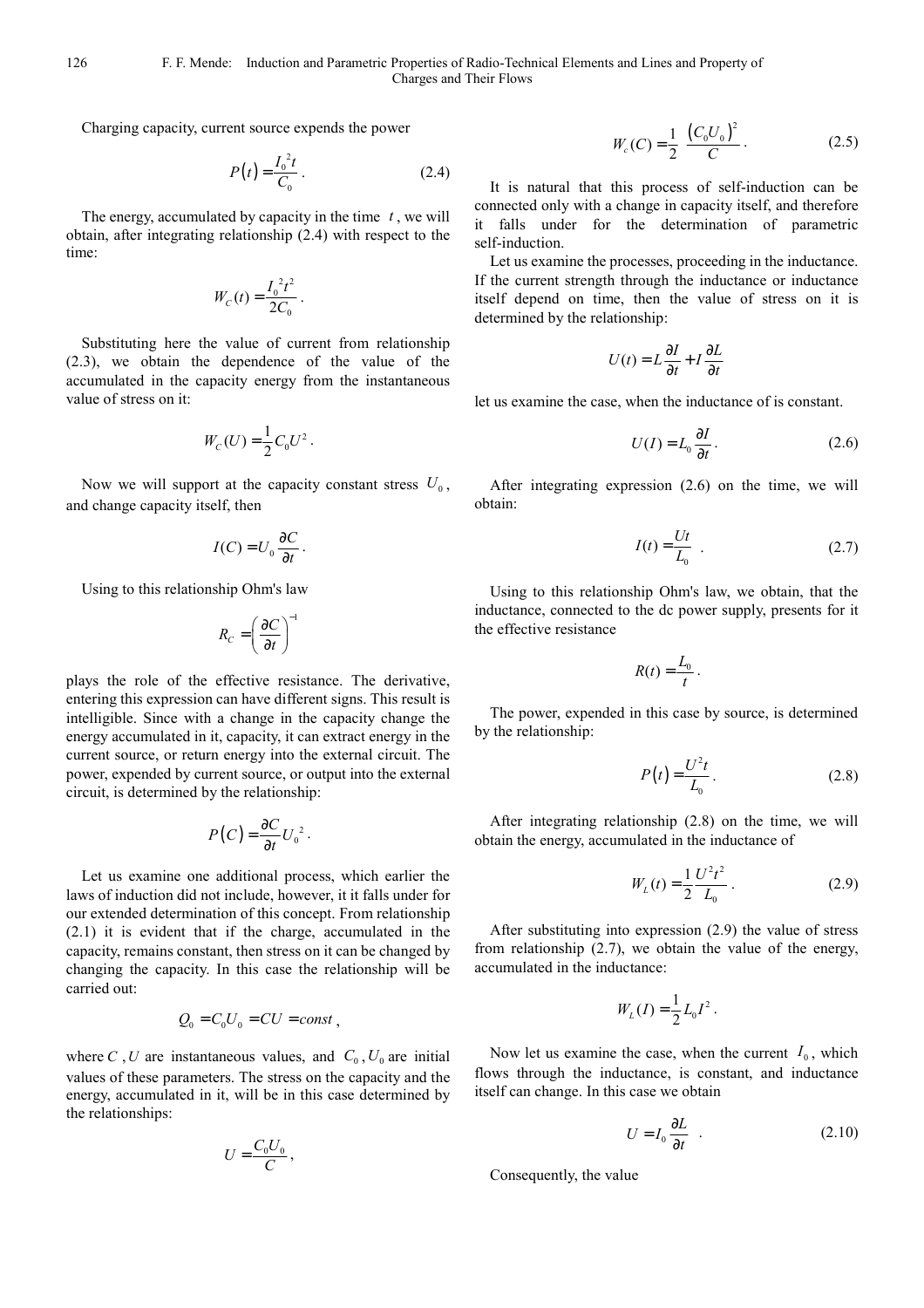Charging capacity, current source expends the power

$$P(t) = \frac{I_0^2 t}{C_0}. \tag{2.4}$$

The energy, accumulated by capacity in the time $t$, we will obtain, after integrating relationship (2.4) with respect to the time:

$$W_C(t) = \frac{I_0^2 t^2}{2C_0}.$$

Substituting here the value of current from relationship (2.3), we obtain the dependence of the value of the accumulated in the capacity energy from the instantaneous value of stress on it:

$$W_C(U) = \frac{1}{2} C_0 U^2.$$

Now we will support at the capacity constant stress $U_0$, and change capacity itself, then

$$I(C) = U_0 \frac{\partial C}{\partial t}.$$

Using to this relationship Ohm's law

$$R_C = \left( \frac{\partial C}{\partial t} \right)^{-1}$$

plays the role of the effective resistance. The derivative, entering this expression can have different signs. This result is intelligible. Since with a change in the capacity change the energy accumulated in it, capacity, it can extract energy in the current source, or return energy into the external circuit. The power, expended by current source, or output into the external circuit, is determined by the relationship:

$$P(C) = \frac{\partial C}{\partial t} U_0^2.$$

Let us examine one additional process, which earlier the laws of induction did not include, however, it it falls under for our extended determination of this concept. From relationship (2.1) it is evident that if the charge, accumulated in the capacity, remains constant, then stress on it can be changed by changing the capacity. In this case the relationship will be carried out:

$$Q_0 = C_0 U_0 = CU = const,$$

where $C$, $U$ are instantaneous values, and $C_0$, $U_0$ are initial values of these parameters. The stress on the capacity and the energy, accumulated in it, will be in this case determined by the relationships:

$$U = \frac{C_0 U_0}{C},$$

$$W_c(C) = \frac{1}{2} \frac{(C_0 U_0)^2}{C}. \tag{2.5}$$

It is natural that this process of self-induction can be connected only with a change in capacity itself, and therefore it falls under for the determination of parametric self-induction.

Let us examine the processes, proceeding in the inductance. If the current strength through the inductance or inductance itself depend on time, then the value of stress on it is determined by the relationship:

$$U(t) = L \frac{\partial I}{\partial t} + I \frac{\partial L}{\partial t}$$

let us examine the case, when the inductance of is constant.

$$U(I) = L_0 \frac{\partial I}{\partial t}. \tag{2.6}$$

After integrating expression (2.6) on the time, we will obtain:

$$I(t) = \frac{Ut}{L_0}. \tag{2.7}$$

Using to this relationship Ohm's law, we obtain, that the inductance, connected to the dc power supply, presents for it the effective resistance

$$R(t) = \frac{L_0}{t}.$$

The power, expended in this case by source, is determined by the relationship:

$$P(t) = \frac{U^2 t}{L_0}. \tag{2.8}$$

After integrating relationship (2.8) on the time, we will obtain the energy, accumulated in the inductance of

$$W_L(t) = \frac{1}{2} \frac{U^2 t^2}{L_0}. \tag{2.9}$$

After substituting into expression (2.9) the value of stress from relationship (2.7), we obtain the value of the energy, accumulated in the inductance:

$$W_L(I) = \frac{1}{2} L_0 I^2.$$

Now let us examine the case, when the current $I_0$, which flows through the inductance, is constant, and inductance itself can change. In this case we obtain

$$U = I_0 \frac{\partial L}{\partial t}. \tag{2.10}$$

Consequently, the value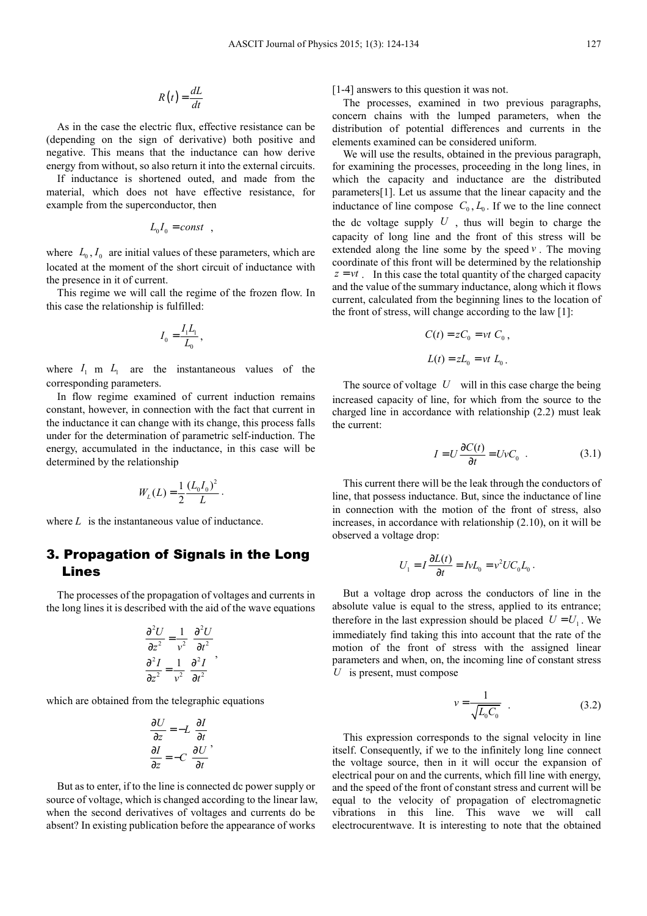$$R(t) = \frac{dL}{dt}$$

As in the case the electric flux, effective resistance can be (depending on the sign of derivative) both positive and negative. This means that the inductance can how derive energy from without, so also return it into the external circuits.

If inductance is shortened outed, and made from the material, which does not have effective resistance, for example from the superconductor, then

$$L_0 I_0 = const \quad ,$$

where $L_0, I_0$ are initial values of these parameters, which are located at the moment of the short circuit of inductance with the presence in it of current.

This regime we will call the regime of the frozen flow. In this case the relationship is fulfilled:

$$I_0 = \frac{I_1 L_1}{L_0},$$

where $I_1$ m $L_1$ are the instantaneous values of the corresponding parameters.

In flow regime examined of current induction remains constant, however, in connection with the fact that current in the inductance it can change with its change, this process falls under for the determination of parametric self-induction. The energy, accumulated in the inductance, in this case will be determined by the relationship

$$W_L(L) = \frac{1}{2}\frac{(L_0 I_0)^2}{L}.$$

where $L$ is the instantaneous value of inductance.

## 3. Propagation of Signals in the Long Lines

The processes of the propagation of voltages and currents in the long lines it is described with the aid of the wave equations

$$\frac{\partial^2 U}{\partial z^2} = \frac{1}{v^2}\frac{\partial^2 U}{\partial t^2}$$
$$\frac{\partial^2 I}{\partial z^2} = \frac{1}{v^2}\frac{\partial^2 I}{\partial t^2},$$

which are obtained from the telegraphic equations

$$\frac{\partial U}{\partial z} = -L\frac{\partial I}{\partial t}$$
$$\frac{\partial I}{\partial z} = -C\frac{\partial U}{\partial t},$$

But as to enter, if to the line is connected dc power supply or source of voltage, which is changed according to the linear law, when the second derivatives of voltages and currents do be absent? In existing publication before the appearance of works [1-4] answers to this question it was not.

The processes, examined in two previous paragraphs, concern chains with the lumped parameters, when the distribution of potential differences and currents in the elements examined can be considered uniform.

We will use the results, obtained in the previous paragraph, for examining the processes, proceeding in the long lines, in which the capacity and inductance are the distributed parameters[1]. Let us assume that the linear capacity and the inductance of line compose $C_0, L_0$. If we to the line connect the dc voltage supply $U$, thus will begin to charge the capacity of long line and the front of this stress will be extended along the line some by the speed $v$. The moving coordinate of this front will be determined by the relationship $z = vt$. In this case the total quantity of the charged capacity and the value of the summary inductance, along which it flows current, calculated from the beginning lines to the location of the front of stress, will change according to the law [1]:

$$C(t) = zC_0 = vt\ C_0,$$
$$L(t) = zL_0 = vt\ L_0.$$

The source of voltage $U$ will in this case charge the being increased capacity of line, for which from the source to the charged line in accordance with relationship (2.2) must leak the current:

$$I = U\frac{\partial C(t)}{\partial t} = UvC_0 \quad . \tag{3.1}$$

This current there will be the leak through the conductors of line, that possess inductance. But, since the inductance of line in connection with the motion of the front of stress, also increases, in accordance with relationship (2.10), on it will be observed a voltage drop:

$$U_1 = I\frac{\partial L(t)}{\partial t} = IvL_0 = v^2 UC_0 L_0.$$

But a voltage drop across the conductors of line in the absolute value is equal to the stress, applied to its entrance; therefore in the last expression should be placed $U = U_1$. We immediately find taking this into account that the rate of the motion of the front of stress with the assigned linear parameters and when, on, the incoming line of constant stress $U$ is present, must compose

$$v = \frac{1}{\sqrt{L_0 C_0}} \quad . \tag{3.2}$$

This expression corresponds to the signal velocity in line itself. Consequently, if we to the infinitely long line connect the voltage source, then in it will occur the expansion of electrical pour on and the currents, which fill line with energy, and the speed of the front of constant stress and current will be equal to the velocity of propagation of electromagnetic vibrations in this line. This wave we will call electrocurentwave. It is interesting to note that the obtained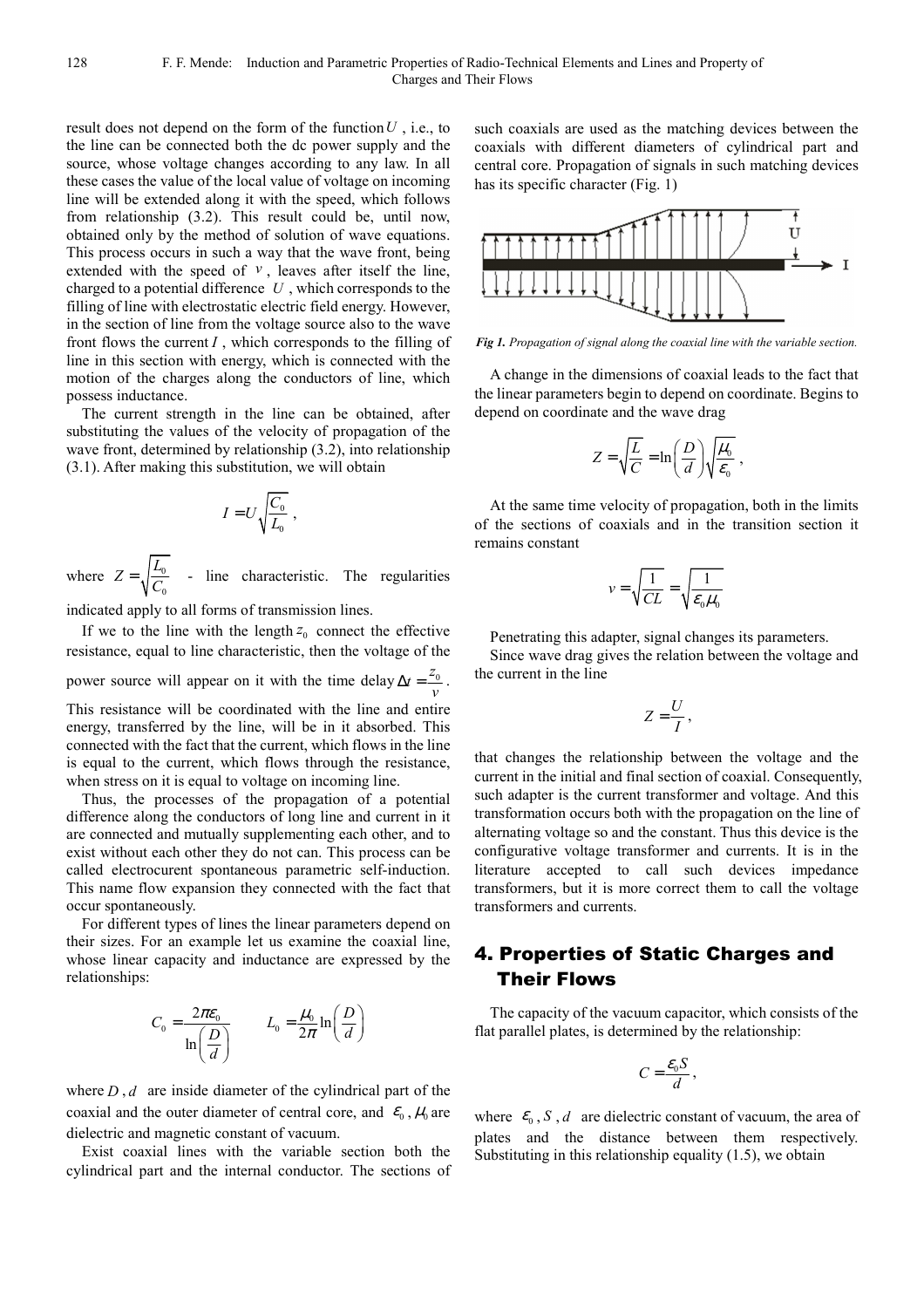result does not depend on the form of the function $U$, i.e., to the line can be connected both the dc power supply and the source, whose voltage changes according to any law. In all these cases the value of the local value of voltage on incoming line will be extended along it with the speed, which follows from relationship (3.2). This result could be, until now, obtained only by the method of solution of wave equations. This process occurs in such a way that the wave front, being extended with the speed of $v$, leaves after itself the line, charged to a potential difference $U$, which corresponds to the filling of line with electrostatic electric field energy. However, in the section of line from the voltage source also to the wave front flows the current $I$, which corresponds to the filling of line in this section with energy, which is connected with the motion of the charges along the conductors of line, which possess inductance.

The current strength in the line can be obtained, after substituting the values of the velocity of propagation of the wave front, determined by relationship (3.2), into relationship (3.1). After making this substitution, we will obtain

$$I = U\sqrt{\frac{C_0}{L_0}},$$

where $Z = \sqrt{\frac{L_0}{C_0}}$ - line characteristic. The regularities indicated apply to all forms of transmission lines.

If we to the line with the length $z_0$ connect the effective resistance, equal to line characteristic, then the voltage of the power source will appear on it with the time delay $\Delta t = \frac{z_0}{v}$. This resistance will be coordinated with the line and entire energy, transferred by the line, will be in it absorbed. This connected with the fact that the current, which flows in the line is equal to the current, which flows through the resistance, when stress on it is equal to voltage on incoming line.

Thus, the processes of the propagation of a potential difference along the conductors of long line and current in it are connected and mutually supplementing each other, and to exist without each other they do not can. This process can be called electrocurent spontaneous parametric self-induction. This name flow expansion they connected with the fact that occur spontaneously.

For different types of lines the linear parameters depend on their sizes. For an example let us examine the coaxial line, whose linear capacity and inductance are expressed by the relationships:

$$C_0 = \frac{2\pi\varepsilon_0}{\ln\left(\frac{D}{d}\right)} \qquad L_0 = \frac{\mu_0}{2\pi}\ln\left(\frac{D}{d}\right)$$

where $D$, $d$ are inside diameter of the cylindrical part of the coaxial and the outer diameter of central core, and $\varepsilon_0$, $\mu_0$ are dielectric and magnetic constant of vacuum.

Exist coaxial lines with the variable section both the cylindrical part and the internal conductor. The sections of such coaxials are used as the matching devices between the coaxials with different diameters of cylindrical part and central core. Propagation of signals in such matching devices has its specific character (Fig. 1)

***Fig 1.*** *Propagation of signal along the coaxial line with the variable section.*

A change in the dimensions of coaxial leads to the fact that the linear parameters begin to depend on coordinate. Begins to depend on coordinate and the wave drag

$$Z = \sqrt{\frac{L}{C}} = \ln\left(\frac{D}{d}\right)\sqrt{\frac{\mu_0}{\varepsilon_0}},$$

At the same time velocity of propagation, both in the limits of the sections of coaxials and in the transition section it remains constant

$$v = \sqrt{\frac{1}{CL}} = \sqrt{\frac{1}{\varepsilon_0\mu_0}}$$

Penetrating this adapter, signal changes its parameters.

Since wave drag gives the relation between the voltage and the current in the line

$$Z = \frac{U}{I},$$

that changes the relationship between the voltage and the current in the initial and final section of coaxial. Consequently, such adapter is the current transformer and voltage. And this transformation occurs both with the propagation on the line of alternating voltage so and the constant. Thus this device is the configurative voltage transformer and currents. It is in the literature accepted to call such devices impedance transformers, but it is more correct them to call the voltage transformers and currents.

## 4. Properties of Static Charges and Their Flows

The capacity of the vacuum capacitor, which consists of the flat parallel plates, is determined by the relationship:

$$C = \frac{\varepsilon_0 S}{d},$$

where $\varepsilon_0$, $S$, $d$ are dielectric constant of vacuum, the area of plates and the distance between them respectively. Substituting in this relationship equality (1.5), we obtain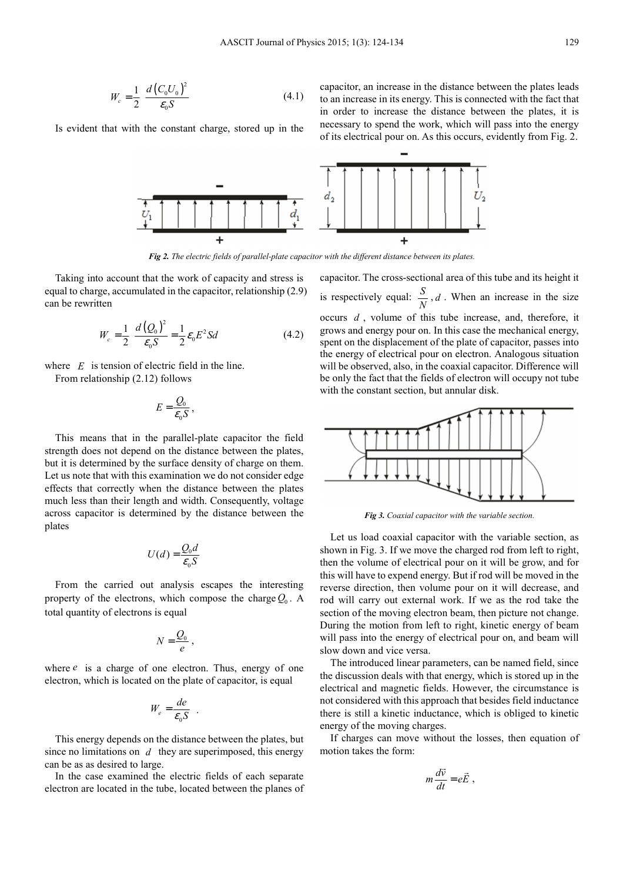$$W_c = \frac{1}{2}\frac{d\left(C_0 U_0\right)^2}{\varepsilon_0 S} \tag{4.1}$$

Is evident that with the constant charge, stored up in the capacitor, an increase in the distance between the plates leads to an increase in its energy. This is connected with the fact that in order to increase the distance between the plates, it is necessary to spend the work, which will pass into the energy of its electrical pour on. As this occurs, evidently from Fig. 2.

***Fig 2.*** *The electric fields of parallel-plate capacitor with the different distance between its plates.*

Taking into account that the work of capacity and stress is equal to charge, accumulated in the capacitor, relationship (2.9) can be rewritten

$$W_c = \frac{1}{2}\frac{d\left(Q_0\right)^2}{\varepsilon_0 S} = \frac{1}{2}\varepsilon_0 E^2 S d \tag{4.2}$$

where $E$ is tension of electric field in the line.

From relationship (2.12) follows

$$E = \frac{Q_0}{\varepsilon_0 S},$$

This means that in the parallel-plate capacitor the field strength does not depend on the distance between the plates, but it is determined by the surface density of charge on them. Let us note that with this examination we do not consider edge effects that correctly when the distance between the plates much less than their length and width. Consequently, voltage across capacitor is determined by the distance between the plates

$$U(d) = \frac{Q_0 d}{\varepsilon_0 S}$$

From the carried out analysis escapes the interesting property of the electrons, which compose the charge $Q_0$. A total quantity of electrons is equal

$$N = \frac{Q_0}{e},$$

where $e$ is a charge of one electron. Thus, energy of one electron, which is located on the plate of capacitor, is equal

$$W_e = \frac{de}{\varepsilon_0 S} \quad .$$

This energy depends on the distance between the plates, but since no limitations on $d$ they are superimposed, this energy can be as as desired to large.

In the case examined the electric fields of each separate electron are located in the tube, located between the planes of capacitor. The cross-sectional area of this tube and its height it is respectively equal: $\frac{S}{N}, d$. When an increase in the size occurs $d$, volume of this tube increase, and, therefore, it grows and energy pour on. In this case the mechanical energy, spent on the displacement of the plate of capacitor, passes into the energy of electrical pour on electron. Analogous situation will be observed, also, in the coaxial capacitor. Difference will be only the fact that the fields of electron will occupy not tube with the constant section, but annular disk.

***Fig 3.*** *Coaxial capacitor with the variable section.*

Let us load coaxial capacitor with the variable section, as shown in Fig. 3. If we move the charged rod from left to right, then the volume of electrical pour on it will be grow, and for this will have to expend energy. But if rod will be moved in the reverse direction, then volume pour on it will decrease, and rod will carry out external work. If we as the rod take the section of the moving electron beam, then picture not change. During the motion from left to right, kinetic energy of beam will pass into the energy of electrical pour on, and beam will slow down and vice versa.

The introduced linear parameters, can be named field, since the discussion deals with that energy, which is stored up in the electrical and magnetic fields. However, the circumstance is not considered with this approach that besides field inductance there is still a kinetic inductance, which is obliged to kinetic energy of the moving charges.

If charges can move without the losses, then equation of motion takes the form:

$$m\frac{d\vec{v}}{dt} = e\vec{E},$$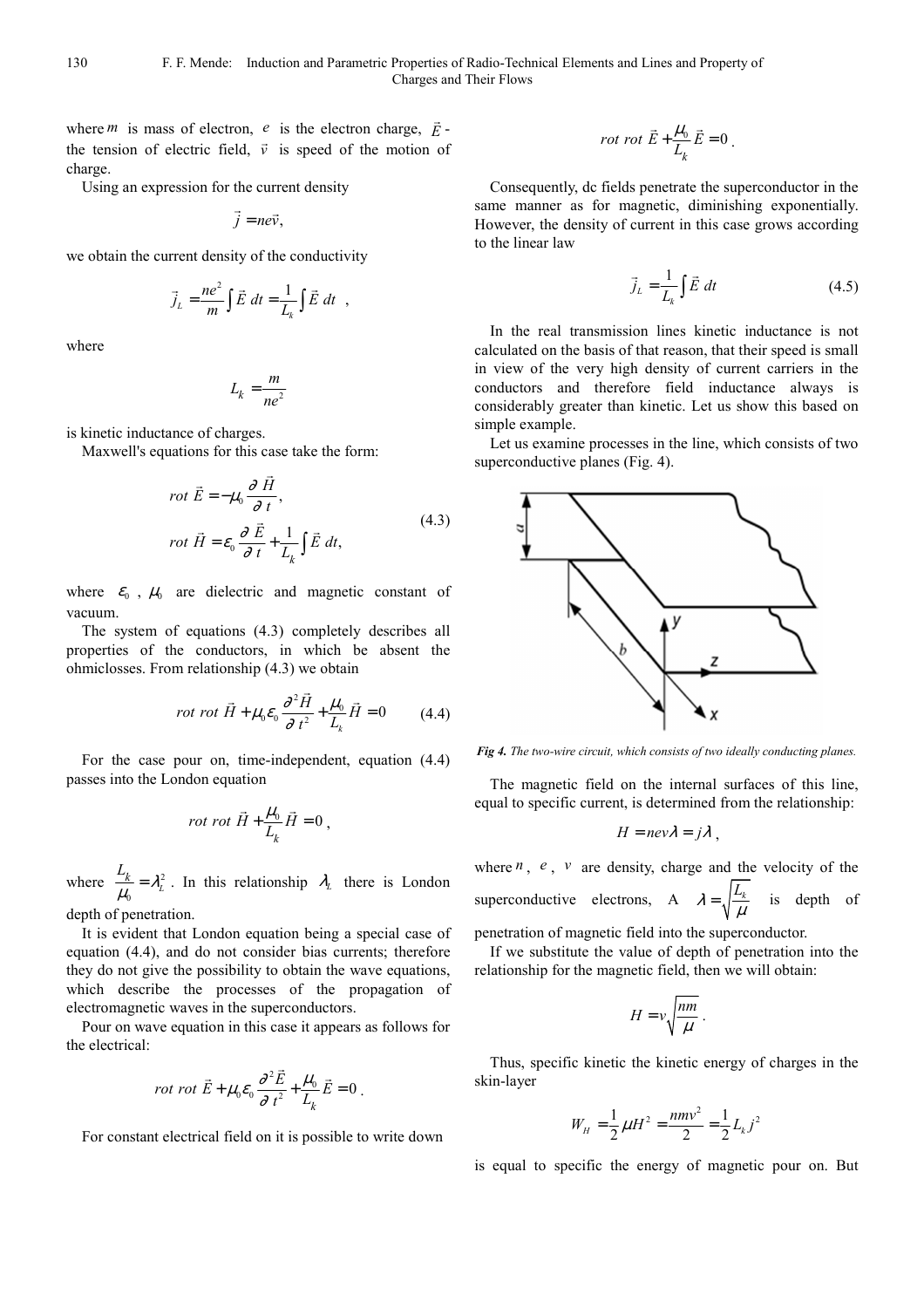where $m$ is mass of electron, $e$ is the electron charge, $\vec{E}$ - the tension of electric field, $\vec{v}$ is speed of the motion of charge.

Using an expression for the current density

$$\vec{j} = ne\vec{v},$$

we obtain the current density of the conductivity

$$\vec{j}_L = \frac{ne^2}{m}\int \vec{E}\, dt = \frac{1}{L_k}\int \vec{E}\, dt \ ,$$

where

$$L_k = \frac{m}{ne^2}$$

is kinetic inductance of charges.

Maxwell's equations for this case take the form:

$$rot\ \vec{E} = -\mu_0 \frac{\partial\ \vec{H}}{\partial\ t},$$
$$rot\ \vec{H} = \varepsilon_0 \frac{\partial\ \vec{E}}{\partial\ t} + \frac{1}{L_k}\int \vec{E}\ dt, \tag{4.3}$$

where $\varepsilon_0$ , $\mu_0$ are dielectric and magnetic constant of vacuum.

The system of equations (4.3) completely describes all properties of the conductors, in which be absent the ohmiclosses. From relationship (4.3) we obtain

$$rot\ rot\ \vec{H} + \mu_0\varepsilon_0 \frac{\partial^2 \vec{H}}{\partial\ t^2} + \frac{\mu_0}{L_k}\vec{H} = 0 \tag{4.4}$$

For the case pour on, time-independent, equation (4.4) passes into the London equation

$$rot\ rot\ \vec{H} + \frac{\mu_0}{L_k}\vec{H} = 0\ ,$$

where $\frac{L_k}{\mu_0} = \lambda_L^2$. In this relationship $\lambda_L$ there is London depth of penetration.

It is evident that London equation being a special case of equation (4.4), and do not consider bias currents; therefore they do not give the possibility to obtain the wave equations, which describe the processes of the propagation of electromagnetic waves in the superconductors.

Pour on wave equation in this case it appears as follows for the electrical:

$$rot\ rot\ \vec{E} + \mu_0\varepsilon_0 \frac{\partial^2 \vec{E}}{\partial\ t^2} + \frac{\mu_0}{L_k}\vec{E} = 0\ .$$

For constant electrical field on it is possible to write down

$$rot\ rot\ \vec{E} + \frac{\mu_0}{L_k}\vec{E} = 0\ .$$

Consequently, dc fields penetrate the superconductor in the same manner as for magnetic, diminishing exponentially. However, the density of current in this case grows according to the linear law

$$\vec{j}_L = \frac{1}{L_k}\int \vec{E}\ dt \tag{4.5}$$

In the real transmission lines kinetic inductance is not calculated on the basis of that reason, that their speed is small in view of the very high density of current carriers in the conductors and therefore field inductance always is considerably greater than kinetic. Let us show this based on simple example.

Let us examine processes in the line, which consists of two superconductive planes (Fig. 4).

*Fig 4. The two-wire circuit, which consists of two ideally conducting planes.*

The magnetic field on the internal surfaces of this line, equal to specific current, is determined from the relationship:

$$H = nev\lambda = j\lambda\ ,$$

where $n$ , $e$ , $v$ are density, charge and the velocity of the superconductive electrons, A $\lambda = \sqrt{\frac{L_k}{\mu}}$ is depth of penetration of magnetic field into the superconductor.

If we substitute the value of depth of penetration into the relationship for the magnetic field, then we will obtain:

$$H = v\sqrt{\frac{nm}{\mu}}\ .$$

Thus, specific kinetic the kinetic energy of charges in the skin-layer

$$W_H = \frac{1}{2}\mu H^2 = \frac{nmv^2}{2} = \frac{1}{2}L_k j^2$$

is equal to specific the energy of magnetic pour on. But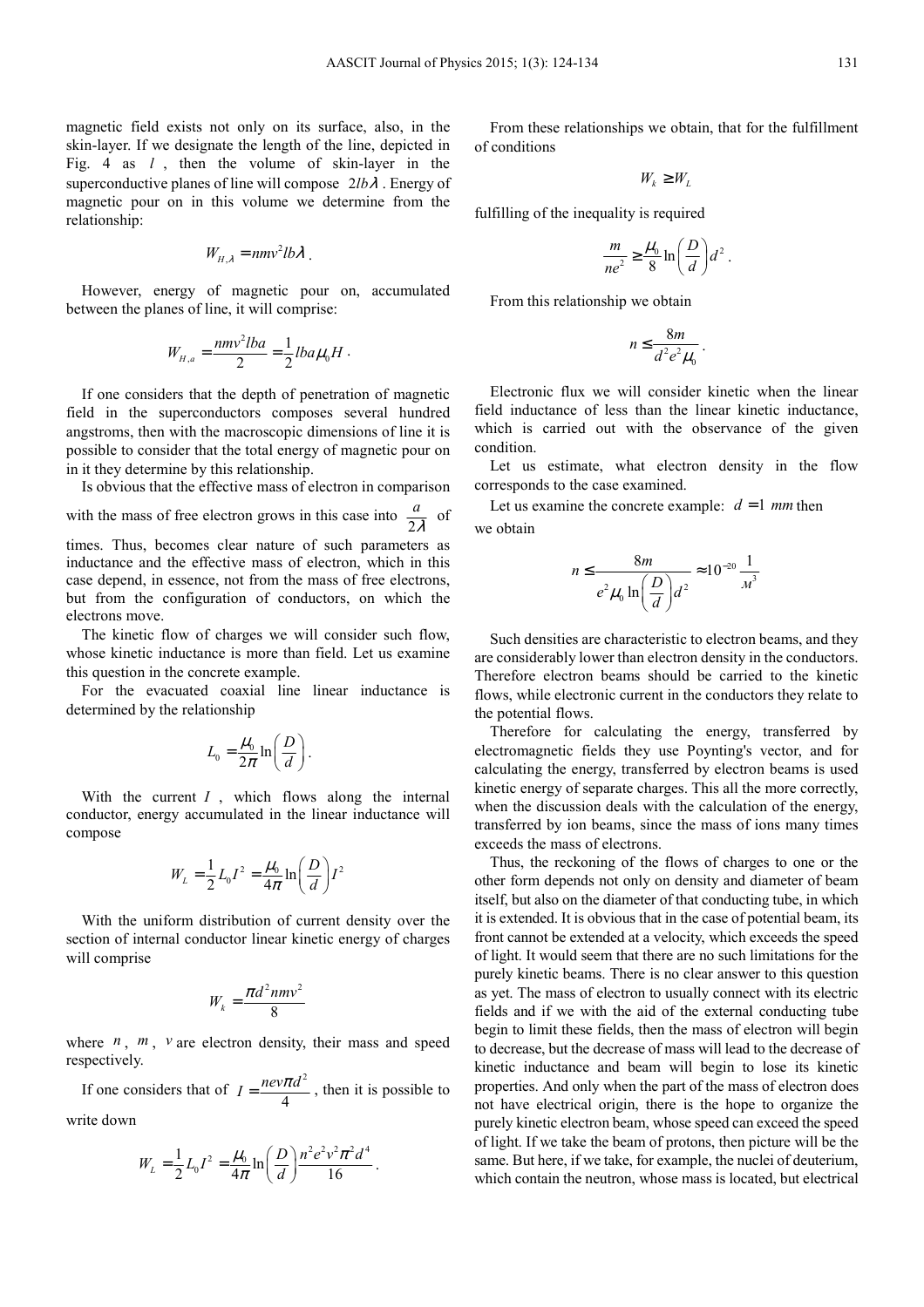magnetic field exists not only on its surface, also, in the skin-layer. If we designate the length of the line, depicted in Fig. 4 as $l$, then the volume of skin-layer in the superconductive planes of line will compose $2lb\lambda$. Energy of magnetic pour on in this volume we determine from the relationship:

$$W_{H,\lambda} = nmv^2 lb\lambda .$$

However, energy of magnetic pour on, accumulated between the planes of line, it will comprise:

$$W_{H,a} = \frac{nmv^2 lba}{2} = \frac{1}{2} lba\mu_0 H .$$

If one considers that the depth of penetration of magnetic field in the superconductors composes several hundred angstroms, then with the macroscopic dimensions of line it is possible to consider that the total energy of magnetic pour on in it they determine by this relationship.

Is obvious that the effective mass of electron in comparison with the mass of free electron grows in this case into $\frac{a}{2\lambda}$ of times. Thus, becomes clear nature of such parameters as inductance and the effective mass of electron, which in this case depend, in essence, not from the mass of free electrons, but from the configuration of conductors, on which the electrons move.

The kinetic flow of charges we will consider such flow, whose kinetic inductance is more than field. Let us examine this question in the concrete example.

For the evacuated coaxial line linear inductance is determined by the relationship

$$L_0 = \frac{\mu_0}{2\pi} \ln\left(\frac{D}{d}\right).$$

With the current $I$, which flows along the internal conductor, energy accumulated in the linear inductance will compose

$$W_L = \frac{1}{2} L_0 I^2 = \frac{\mu_0}{4\pi} \ln\left(\frac{D}{d}\right) I^2$$

With the uniform distribution of current density over the section of internal conductor linear kinetic energy of charges will comprise

$$W_k = \frac{\pi d^2 nmv^2}{8}$$

where $n$, $m$, $v$ are electron density, their mass and speed respectively.

If one considers that of $I = \frac{nev\pi d^2}{4}$, then it is possible to write down

$$W_L = \frac{1}{2} L_0 I^2 = \frac{\mu_0}{4\pi} \ln\left(\frac{D}{d}\right) \frac{n^2 e^2 v^2 \pi^2 d^4}{16} .$$

From these relationships we obtain, that for the fulfillment of conditions

$$W_k \geq W_L$$

fulfilling of the inequality is required

$$\frac{m}{ne^2} \geq \frac{\mu_0}{8} \ln\left(\frac{D}{d}\right) d^2 .$$

From this relationship we obtain

$$n \leq \frac{8m}{d^2 e^2 \mu_0} .$$

Electronic flux we will consider kinetic when the linear field inductance of less than the linear kinetic inductance, which is carried out with the observance of the given condition.

Let us estimate, what electron density in the flow corresponds to the case examined.

Let us examine the concrete example: $d = 1\ mm$ then we obtain

$$n \leq \frac{8m}{e^2 \mu_0 \ln\left(\frac{D}{d}\right) d^2} \approx 10^{-20} \frac{1}{м^3}$$

Such densities are characteristic to electron beams, and they are considerably lower than electron density in the conductors. Therefore electron beams should be carried to the kinetic flows, while electronic current in the conductors they relate to the potential flows.

Therefore for calculating the energy, transferred by electromagnetic fields they use Poynting's vector, and for calculating the energy, transferred by electron beams is used kinetic energy of separate charges. This all the more correctly, when the discussion deals with the calculation of the energy, transferred by ion beams, since the mass of ions many times exceeds the mass of electrons.

Thus, the reckoning of the flows of charges to one or the other form depends not only on density and diameter of beam itself, but also on the diameter of that conducting tube, in which it is extended. It is obvious that in the case of potential beam, its front cannot be extended at a velocity, which exceeds the speed of light. It would seem that there are no such limitations for the purely kinetic beams. There is no clear answer to this question as yet. The mass of electron to usually connect with its electric fields and if we with the aid of the external conducting tube begin to limit these fields, then the mass of electron will begin to decrease, but the decrease of mass will lead to the decrease of kinetic inductance and beam will begin to lose its kinetic properties. And only when the part of the mass of electron does not have electrical origin, there is the hope to organize the purely kinetic electron beam, whose speed can exceed the speed of light. If we take the beam of protons, then picture will be the same. But here, if we take, for example, the nuclei of deuterium, which contain the neutron, whose mass is located, but electrical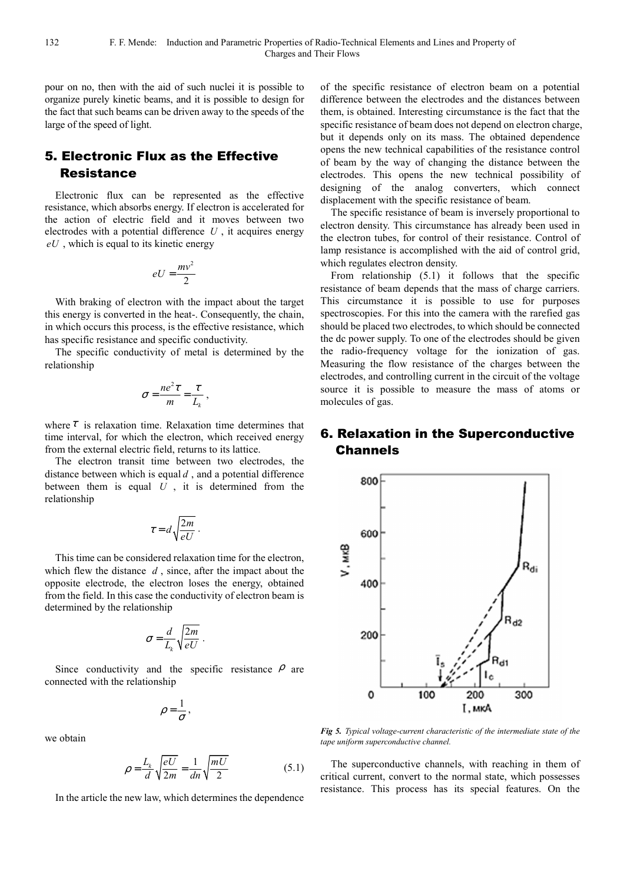pour on no, then with the aid of such nuclei it is possible to organize purely kinetic beams, and it is possible to design for the fact that such beams can be driven away to the speeds of the large of the speed of light.

## 5. Electronic Flux as the Effective Resistance

Electronic flux can be represented as the effective resistance, which absorbs energy. If electron is accelerated for the action of electric field and it moves between two electrodes with a potential difference $U$, it acquires energy $eU$, which is equal to its kinetic energy

$$eU = \frac{mv^2}{2}$$

With braking of electron with the impact about the target this energy is converted in the heat-. Consequently, the chain, in which occurs this process, is the effective resistance, which has specific resistance and specific conductivity.

The specific conductivity of metal is determined by the relationship

$$\sigma = \frac{ne^2\tau}{m} = \frac{\tau}{L_k},$$

where $\tau$ is relaxation time. Relaxation time determines that time interval, for which the electron, which received energy from the external electric field, returns to its lattice.

The electron transit time between two electrodes, the distance between which is equal $d$, and a potential difference between them is equal $U$, it is determined from the relationship

$$\tau = d\sqrt{\frac{2m}{eU}}.$$

This time can be considered relaxation time for the electron, which flew the distance $d$, since, after the impact about the opposite electrode, the electron loses the energy, obtained from the field. In this case the conductivity of electron beam is determined by the relationship

$$\sigma = \frac{d}{L_k}\sqrt{\frac{2m}{eU}}.$$

Since conductivity and the specific resistance $\rho$ are connected with the relationship

$$\rho = \frac{1}{\sigma},$$

we obtain

$$\rho = \frac{L_k}{d}\sqrt{\frac{eU}{2m}} = \frac{1}{dn}\sqrt{\frac{mU}{2}} \qquad (5.1)$$

In the article the new law, which determines the dependence of the specific resistance of electron beam on a potential difference between the electrodes and the distances between them, is obtained. Interesting circumstance is the fact that the specific resistance of beam does not depend on electron charge, but it depends only on its mass. The obtained dependence opens the new technical capabilities of the resistance control of beam by the way of changing the distance between the electrodes. This opens the new technical possibility of designing of the analog converters, which connect displacement with the specific resistance of beam.

The specific resistance of beam is inversely proportional to electron density. This circumstance has already been used in the electron tubes, for control of their resistance. Control of lamp resistance is accomplished with the aid of control grid, which regulates electron density.

From relationship (5.1) it follows that the specific resistance of beam depends that the mass of charge carriers. This circumstance it is possible to use for purposes spectroscopies. For this into the camera with the rarefied gas should be placed two electrodes, to which should be connected the dc power supply. To one of the electrodes should be given the radio-frequency voltage for the ionization of gas. Measuring the flow resistance of the charges between the electrodes, and controlling current in the circuit of the voltage source it is possible to measure the mass of atoms or molecules of gas.

## 6. Relaxation in the Superconductive Channels

*Fig 5. Typical voltage-current characteristic of the intermediate state of the tape uniform superconductive channel.*

The superconductive channels, with reaching in them of critical current, convert to the normal state, which possesses resistance. This process has its special features. On the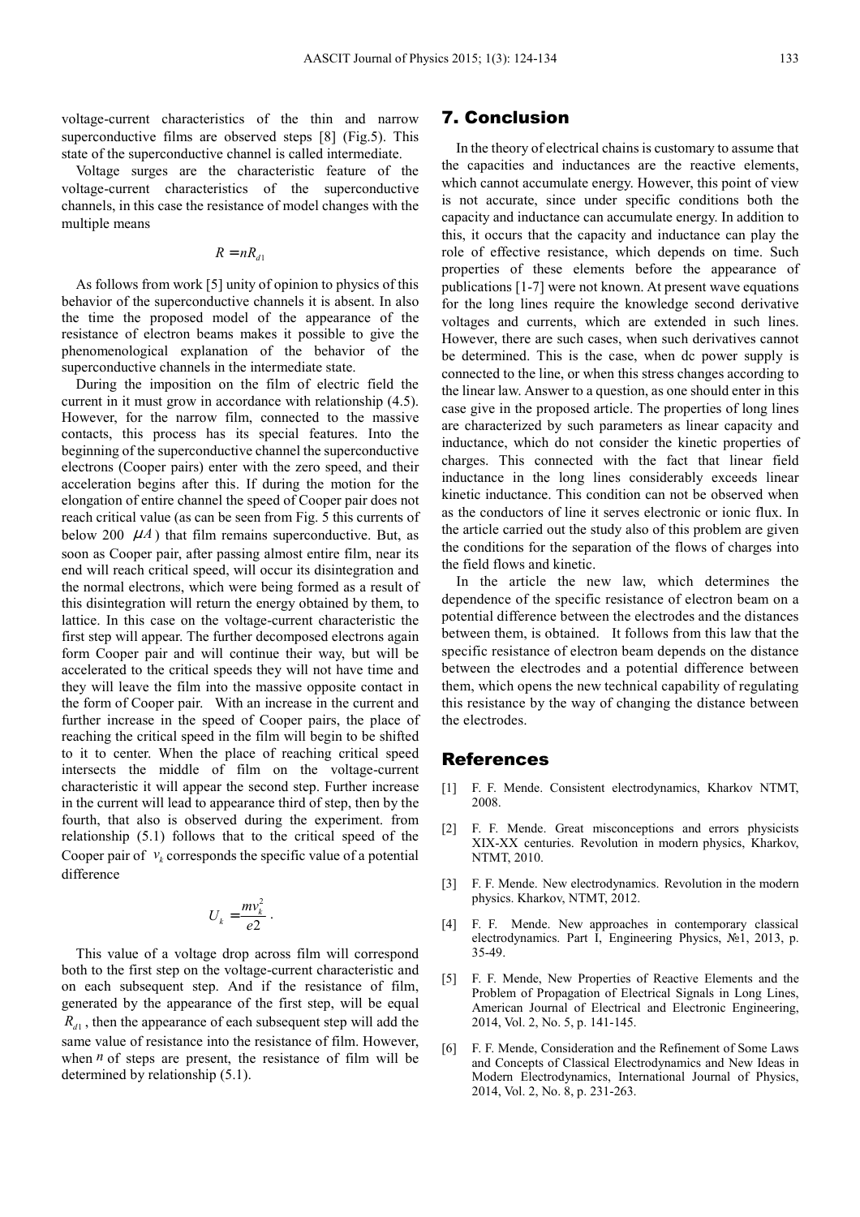voltage-current characteristics of the thin and narrow superconductive films are observed steps [8] (Fig.5). This state of the superconductive channel is called intermediate.

Voltage surges are the characteristic feature of the voltage-current characteristics of the superconductive channels, in this case the resistance of model changes with the multiple means

$$R = nR_{d1}$$

As follows from work [5] unity of opinion to physics of this behavior of the superconductive channels it is absent. In also the time the proposed model of the appearance of the resistance of electron beams makes it possible to give the phenomenological explanation of the behavior of the superconductive channels in the intermediate state.

During the imposition on the film of electric field the current in it must grow in accordance with relationship (4.5). However, for the narrow film, connected to the massive contacts, this process has its special features. Into the beginning of the superconductive channel the superconductive electrons (Cooper pairs) enter with the zero speed, and their acceleration begins after this. If during the motion for the elongation of entire channel the speed of Cooper pair does not reach critical value (as can be seen from Fig. 5 this currents of below 200 $\mu A$) that film remains superconductive. But, as soon as Cooper pair, after passing almost entire film, near its end will reach critical speed, will occur its disintegration and the normal electrons, which were being formed as a result of this disintegration will return the energy obtained by them, to lattice. In this case on the voltage-current characteristic the first step will appear. The further decomposed electrons again form Cooper pair and will continue their way, but will be accelerated to the critical speeds they will not have time and they will leave the film into the massive opposite contact in the form of Cooper pair. With an increase in the current and further increase in the speed of Cooper pairs, the place of reaching the critical speed in the film will begin to be shifted to it to center. When the place of reaching critical speed intersects the middle of film on the voltage-current characteristic it will appear the second step. Further increase in the current will lead to appearance third of step, then by the fourth, that also is observed during the experiment. from relationship (5.1) follows that to the critical speed of the Cooper pair of $v_k$ corresponds the specific value of a potential difference

$$U_k = \frac{mv_k^2}{e2}.$$

This value of a voltage drop across film will correspond both to the first step on the voltage-current characteristic and on each subsequent step. And if the resistance of film, generated by the appearance of the first step, will be equal $R_{d1}$, then the appearance of each subsequent step will add the same value of resistance into the resistance of film. However, when $n$ of steps are present, the resistance of film will be determined by relationship (5.1).

## 7. Conclusion

In the theory of electrical chains is customary to assume that the capacities and inductances are the reactive elements, which cannot accumulate energy. However, this point of view is not accurate, since under specific conditions both the capacity and inductance can accumulate energy. In addition to this, it occurs that the capacity and inductance can play the role of effective resistance, which depends on time. Such properties of these elements before the appearance of publications [1-7] were not known. At present wave equations for the long lines require the knowledge second derivative voltages and currents, which are extended in such lines. However, there are such cases, when such derivatives cannot be determined. This is the case, when dc power supply is connected to the line, or when this stress changes according to the linear law. Answer to a question, as one should enter in this case give in the proposed article. The properties of long lines are characterized by such parameters as linear capacity and inductance, which do not consider the kinetic properties of charges. This connected with the fact that linear field inductance in the long lines considerably exceeds linear kinetic inductance. This condition can not be observed when as the conductors of line it serves electronic or ionic flux. In the article carried out the study also of this problem are given the conditions for the separation of the flows of charges into the field flows and kinetic.

In the article the new law, which determines the dependence of the specific resistance of electron beam on a potential difference between the electrodes and the distances between them, is obtained. It follows from this law that the specific resistance of electron beam depends on the distance between the electrodes and a potential difference between them, which opens the new technical capability of regulating this resistance by the way of changing the distance between the electrodes.

## References

[1] F. F. Mende. Consistent electrodynamics, Kharkov NTMT, 2008.

[2] F. F. Mende. Great misconceptions and errors physicists XIX-XX centuries. Revolution in modern physics, Kharkov, NTMT, 2010.

[3] F. F. Mende. New electrodynamics. Revolution in the modern physics. Kharkov, NTMT, 2012.

[4] F. F. Mende. New approaches in contemporary classical electrodynamics. Part I, Engineering Physics, №1, 2013, p. 35-49.

[5] F. F. Mende, New Properties of Reactive Elements and the Problem of Propagation of Electrical Signals in Long Lines, American Journal of Electrical and Electronic Engineering, 2014, Vol. 2, No. 5, p. 141-145.

[6] F. F. Mende, Consideration and the Refinement of Some Laws and Concepts of Classical Electrodynamics and New Ideas in Modern Electrodynamics, International Journal of Physics, 2014, Vol. 2, No. 8, p. 231-263.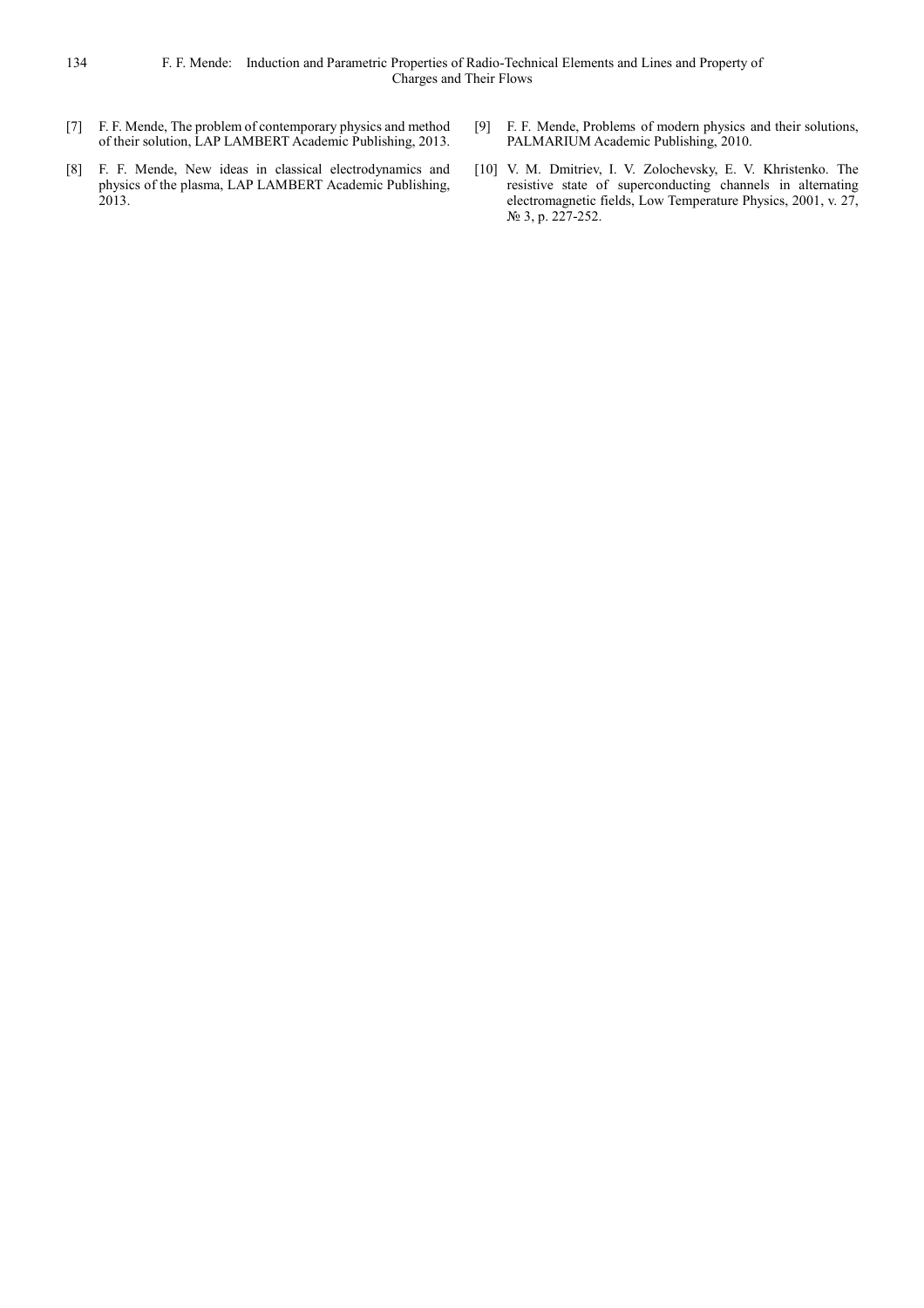[7] F. F. Mende, The problem of contemporary physics and method of their solution, LAP LAMBERT Academic Publishing, 2013.

[8] F. F. Mende, New ideas in classical electrodynamics and physics of the plasma, LAP LAMBERT Academic Publishing, 2013.

[9] F. F. Mende, Problems of modern physics and their solutions, PALMARIUM Academic Publishing, 2010.

[10] V. M. Dmitriev, I. V. Zolochevsky, E. V. Khristenko. The resistive state of superconducting channels in alternating electromagnetic fields, Low Temperature Physics, 2001, v. 27, № 3, p. 227-252.